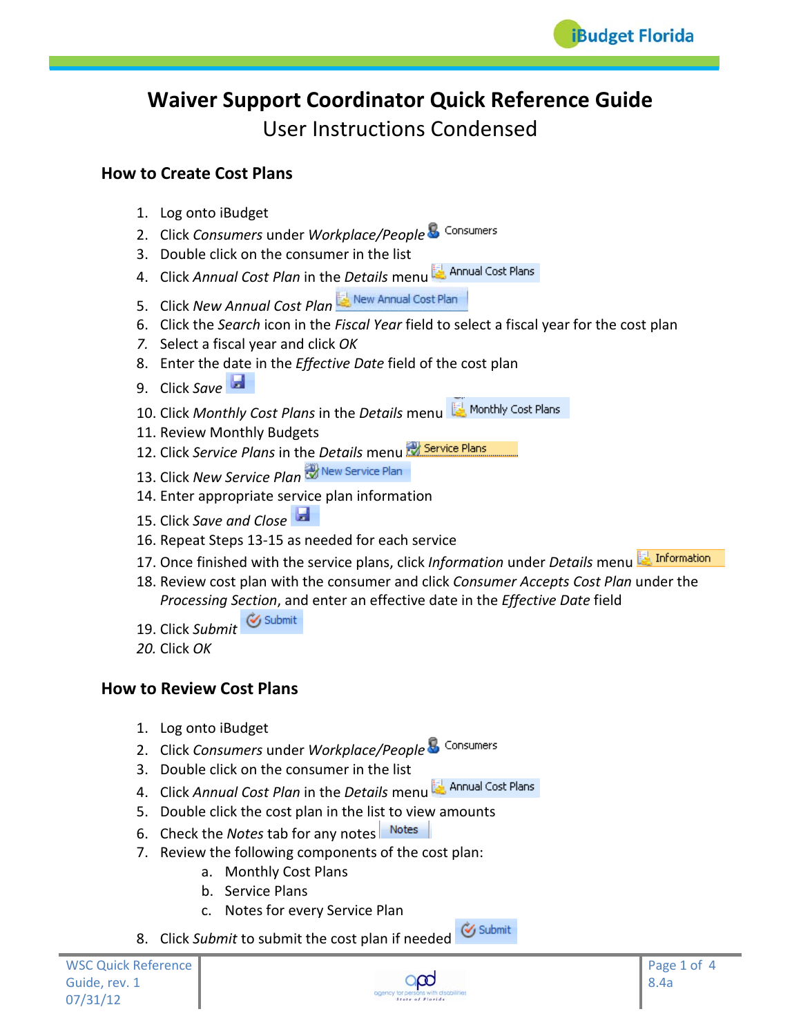# Waiver Support Coordinator Quick Reference Guide

User Instructions Condensed

## How to Create Cost Plans

1. Log onto iBudget
2. Click *Consumers* under *Workplace/People* Consumers
3. Double click on the consumer in the list
4. Click *Annual Cost Plan* in the *Details* menu Annual Cost Plans
5. Click *New Annual Cost Plan* New Annual Cost Plan
6. Click the *Search* icon in the *Fiscal Year* field to select a fiscal year for the cost plan
7. Select a fiscal year and click *OK*
8. Enter the date in the *Effective Date* field of the cost plan
9. Click *Save*
10. Click *Monthly Cost Plans* in the *Details* menu Monthly Cost Plans
11. Review Monthly Budgets
12. Click *Service Plans* in the *Details* menu Service Plans
13. Click *New Service Plan* New Service Plan
14. Enter appropriate service plan information
15. Click *Save and Close*
16. Repeat Steps 13-15 as needed for each service
17. Once finished with the service plans, click *Information* under *Details* menu Information
18. Review cost plan with the consumer and click *Consumer Accepts Cost Plan* under the *Processing Section*, and enter an effective date in the *Effective Date* field
19. Click *Submit* Submit
20. Click *OK*

## How to Review Cost Plans

1. Log onto iBudget
2. Click *Consumers* under *Workplace/People* Consumers
3. Double click on the consumer in the list
4. Click *Annual Cost Plan* in the *Details* menu Annual Cost Plans
5. Double click the cost plan in the list to view amounts
6. Check the *Notes* tab for any notes Notes
7. Review the following components of the cost plan:
    a. Monthly Cost Plans
    b. Service Plans
    c. Notes for every Service Plan
8. Click *Submit* to submit the cost plan if needed Submit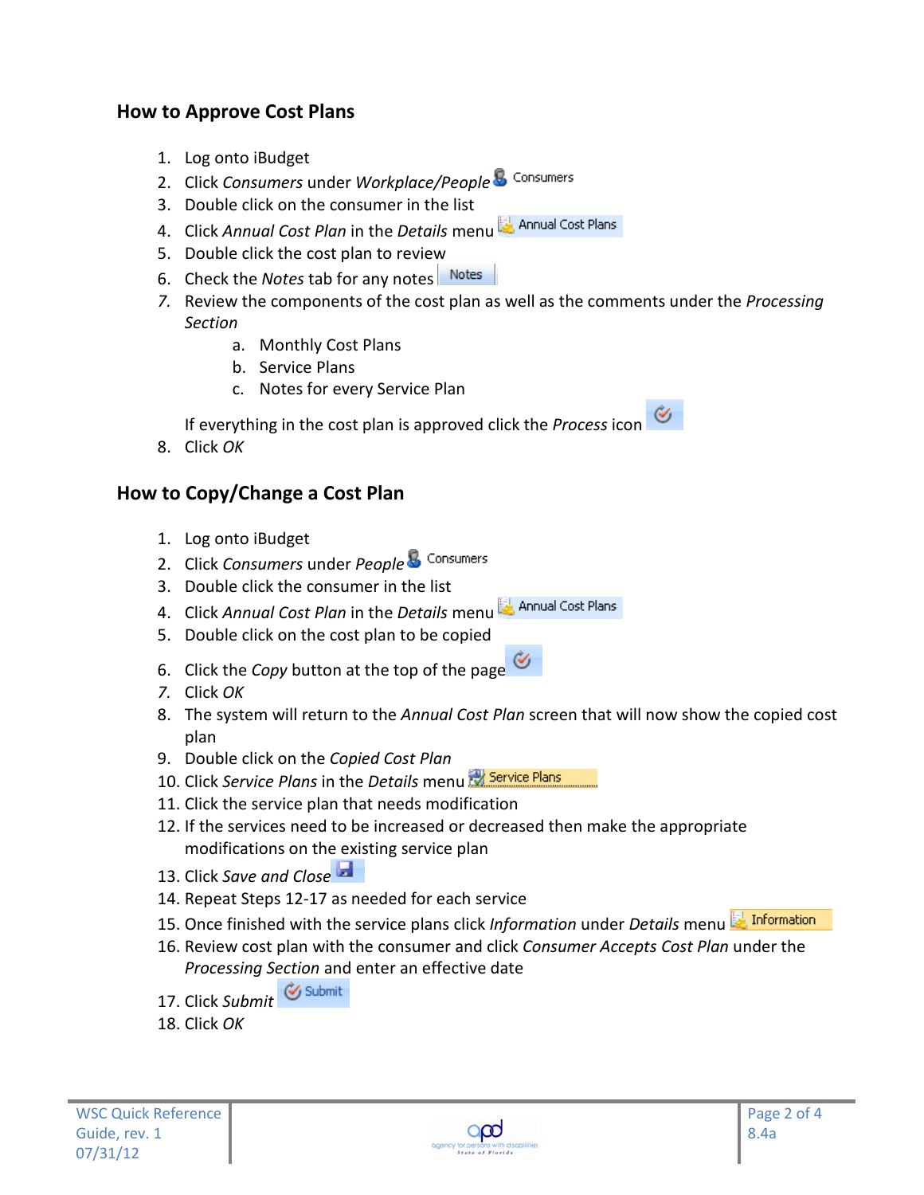## How to Approve Cost Plans

1. Log onto iBudget
2. Click *Consumers* under *Workplace/People* Consumers
3. Double click on the consumer in the list
4. Click *Annual Cost Plan* in the *Details* menu Annual Cost Plans
5. Double click the cost plan to review
6. Check the *Notes* tab for any notes Notes
7. Review the components of the cost plan as well as the comments under the *Processing Section*
   a. Monthly Cost Plans
   b. Service Plans
   c. Notes for every Service Plan

   If everything in the cost plan is approved click the *Process* icon
8. Click *OK*

## How to Copy/Change a Cost Plan

1. Log onto iBudget
2. Click *Consumers* under *People* Consumers
3. Double click the consumer in the list
4. Click *Annual Cost Plan* in the *Details* menu Annual Cost Plans
5. Double click on the cost plan to be copied
6. Click the *Copy* button at the top of the page
7. Click *OK*
8. The system will return to the *Annual Cost Plan* screen that will now show the copied cost plan
9. Double click on the *Copied Cost Plan*
10. Click *Service Plans* in the *Details* menu Service Plans
11. Click the service plan that needs modification
12. If the services need to be increased or decreased then make the appropriate modifications on the existing service plan
13. Click *Save and Close*
14. Repeat Steps 12-17 as needed for each service
15. Once finished with the service plans click *Information* under *Details* menu Information
16. Review cost plan with the consumer and click *Consumer Accepts Cost Plan* under the *Processing Section* and enter an effective date
17. Click *Submit* Submit
18. Click *OK*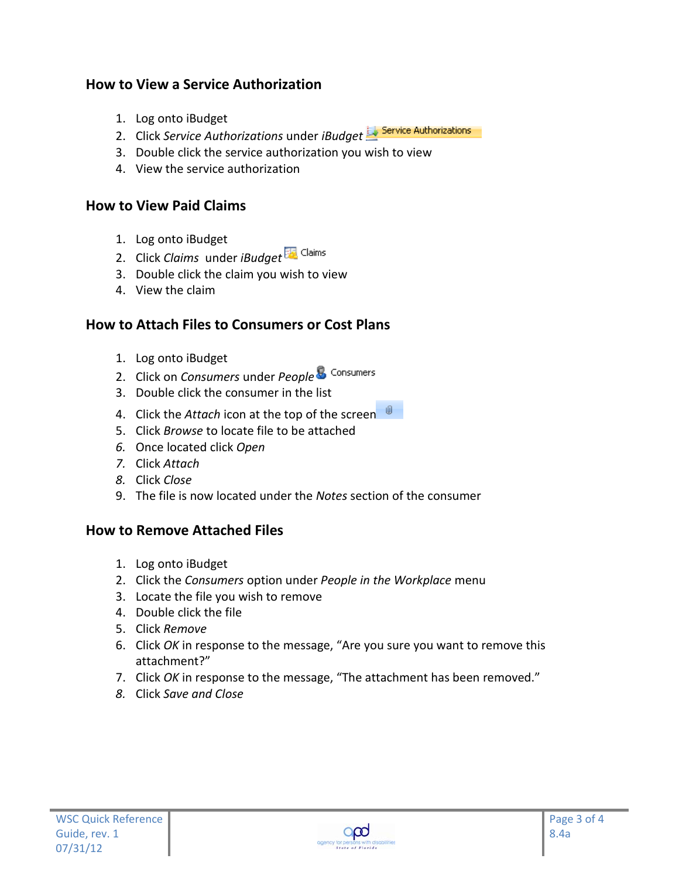## How to View a Service Authorization

1. Log onto iBudget
2. Click *Service Authorizations* under *iBudget* Service Authorizations
3. Double click the service authorization you wish to view
4. View the service authorization

## How to View Paid Claims

1. Log onto iBudget
2. Click *Claims* under *iBudget* Claims
3. Double click the claim you wish to view
4. View the claim

## How to Attach Files to Consumers or Cost Plans

1. Log onto iBudget
2. Click on *Consumers* under *People* Consumers
3. Double click the consumer in the list
4. Click the *Attach* icon at the top of the screen
5. Click *Browse* to locate file to be attached
6. Once located click *Open*
7. Click *Attach*
8. Click *Close*
9. The file is now located under the *Notes* section of the consumer

## How to Remove Attached Files

1. Log onto iBudget
2. Click the *Consumers* option under *People in the Workplace* menu
3. Locate the file you wish to remove
4. Double click the file
5. Click *Remove*
6. Click *OK* in response to the message, "Are you sure you want to remove this attachment?"
7. Click *OK* in response to the message, "The attachment has been removed."
8. Click *Save and Close*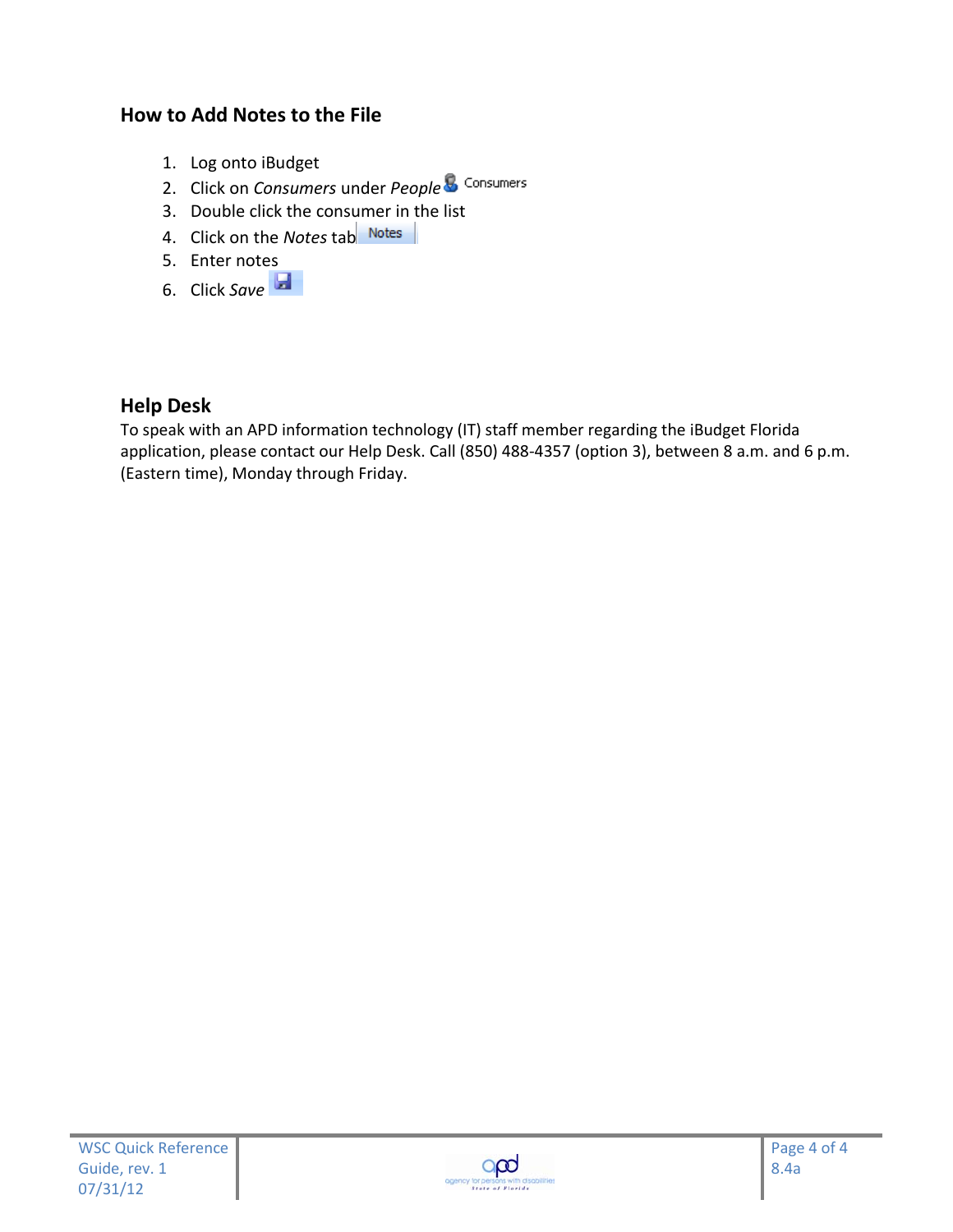## How to Add Notes to the File

1. Log onto iBudget
2. Click on *Consumers* under *People* Consumers
3. Double click the consumer in the list
4. Click on the *Notes* tab Notes
5. Enter notes
6. Click *Save*

## Help Desk

To speak with an APD information technology (IT) staff member regarding the iBudget Florida application, please contact our Help Desk. Call (850) 488-4357 (option 3), between 8 a.m. and 6 p.m. (Eastern time), Monday through Friday.